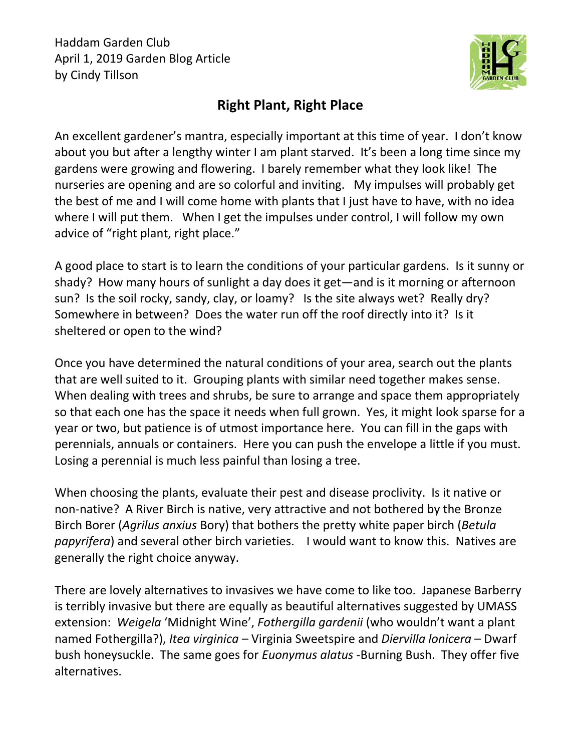Haddam Garden Club
April 1, 2019 Garden Blog Article
by Cindy Tillson

# Right Plant, Right Place

An excellent gardener's mantra, especially important at this time of year. I don't know about you but after a lengthy winter I am plant starved. It's been a long time since my gardens were growing and flowering. I barely remember what they look like! The nurseries are opening and are so colorful and inviting. My impulses will probably get the best of me and I will come home with plants that I just have to have, with no idea where I will put them. When I get the impulses under control, I will follow my own advice of "right plant, right place."

A good place to start is to learn the conditions of your particular gardens. Is it sunny or shady? How many hours of sunlight a day does it get—and is it morning or afternoon sun? Is the soil rocky, sandy, clay, or loamy? Is the site always wet? Really dry? Somewhere in between? Does the water run off the roof directly into it? Is it sheltered or open to the wind?

Once you have determined the natural conditions of your area, search out the plants that are well suited to it. Grouping plants with similar need together makes sense. When dealing with trees and shrubs, be sure to arrange and space them appropriately so that each one has the space it needs when full grown. Yes, it might look sparse for a year or two, but patience is of utmost importance here. You can fill in the gaps with perennials, annuals or containers. Here you can push the envelope a little if you must. Losing a perennial is much less painful than losing a tree.

When choosing the plants, evaluate their pest and disease proclivity. Is it native or non-native? A River Birch is native, very attractive and not bothered by the Bronze Birch Borer (*Agrilus anxius* Bory) that bothers the pretty white paper birch (*Betula papyrifera*) and several other birch varieties. I would want to know this. Natives are generally the right choice anyway.

There are lovely alternatives to invasives we have come to like too. Japanese Barberry is terribly invasive but there are equally as beautiful alternatives suggested by UMASS extension: *Weigela* 'Midnight Wine', *Fothergilla gardenii* (who wouldn't want a plant named Fothergilla?), *Itea virginica* – Virginia Sweetspire and *Diervilla lonicera* – Dwarf bush honeysuckle. The same goes for *Euonymus alatus* -Burning Bush. They offer five alternatives.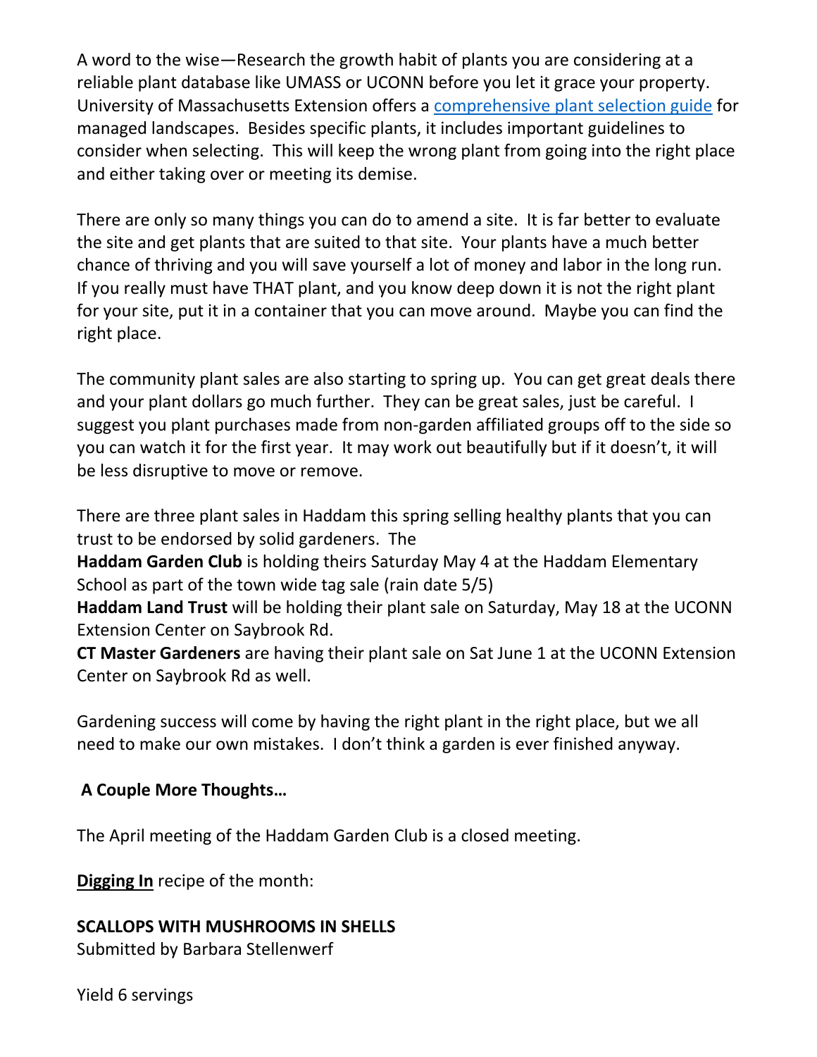A word to the wise—Research the growth habit of plants you are considering at a reliable plant database like UMASS or UCONN before you let it grace your property. University of Massachusetts Extension offers a comprehensive plant selection guide for managed landscapes. Besides specific plants, it includes important guidelines to consider when selecting. This will keep the wrong plant from going into the right place and either taking over or meeting its demise.

There are only so many things you can do to amend a site. It is far better to evaluate the site and get plants that are suited to that site. Your plants have a much better chance of thriving and you will save yourself a lot of money and labor in the long run. If you really must have THAT plant, and you know deep down it is not the right plant for your site, put it in a container that you can move around. Maybe you can find the right place.

The community plant sales are also starting to spring up. You can get great deals there and your plant dollars go much further. They can be great sales, just be careful. I suggest you plant purchases made from non-garden affiliated groups off to the side so you can watch it for the first year. It may work out beautifully but if it doesn't, it will be less disruptive to move or remove.

There are three plant sales in Haddam this spring selling healthy plants that you can trust to be endorsed by solid gardeners. The
**Haddam Garden Club** is holding theirs Saturday May 4 at the Haddam Elementary School as part of the town wide tag sale (rain date 5/5)
**Haddam Land Trust** will be holding their plant sale on Saturday, May 18 at the UCONN Extension Center on Saybrook Rd.
**CT Master Gardeners** are having their plant sale on Sat June 1 at the UCONN Extension Center on Saybrook Rd as well.

Gardening success will come by having the right plant in the right place, but we all need to make our own mistakes. I don't think a garden is ever finished anyway.

**A Couple More Thoughts…**

The April meeting of the Haddam Garden Club is a closed meeting.

**Digging In** recipe of the month:

**SCALLOPS WITH MUSHROOMS IN SHELLS**
Submitted by Barbara Stellenwerf

Yield 6 servings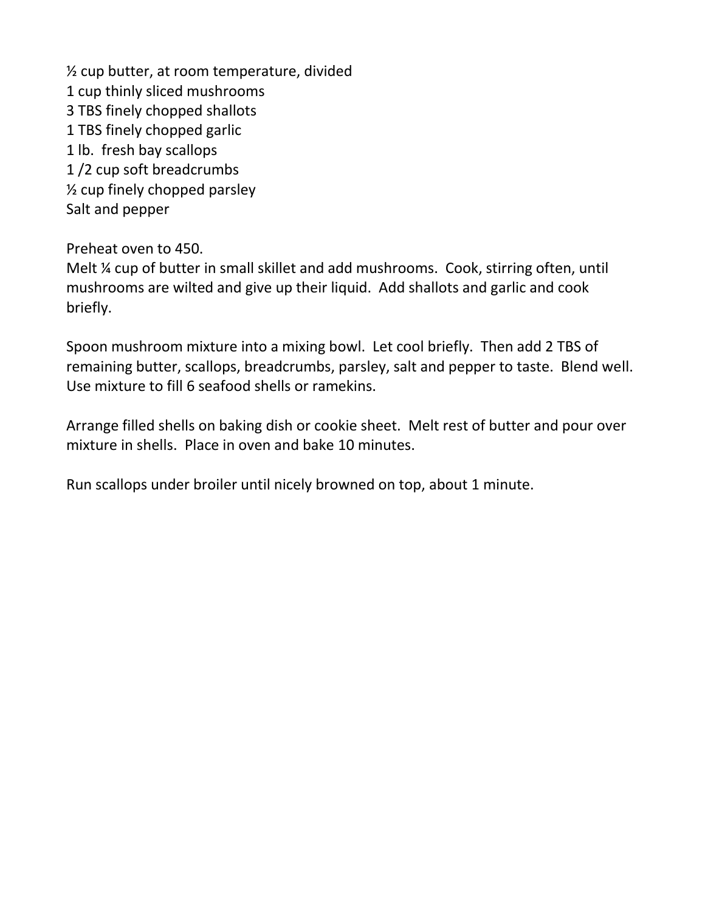½ cup butter, at room temperature, divided
1 cup thinly sliced mushrooms
3 TBS finely chopped shallots
1 TBS finely chopped garlic
1 lb.  fresh bay scallops
1 /2 cup soft breadcrumbs
½ cup finely chopped parsley
Salt and pepper

Preheat oven to 450.
Melt ¼ cup of butter in small skillet and add mushrooms.  Cook, stirring often, until mushrooms are wilted and give up their liquid.  Add shallots and garlic and cook briefly.

Spoon mushroom mixture into a mixing bowl.  Let cool briefly.  Then add 2 TBS of remaining butter, scallops, breadcrumbs, parsley, salt and pepper to taste.  Blend well.  Use mixture to fill 6 seafood shells or ramekins.

Arrange filled shells on baking dish or cookie sheet.  Melt rest of butter and pour over mixture in shells.  Place in oven and bake 10 minutes.

Run scallops under broiler until nicely browned on top, about 1 minute.